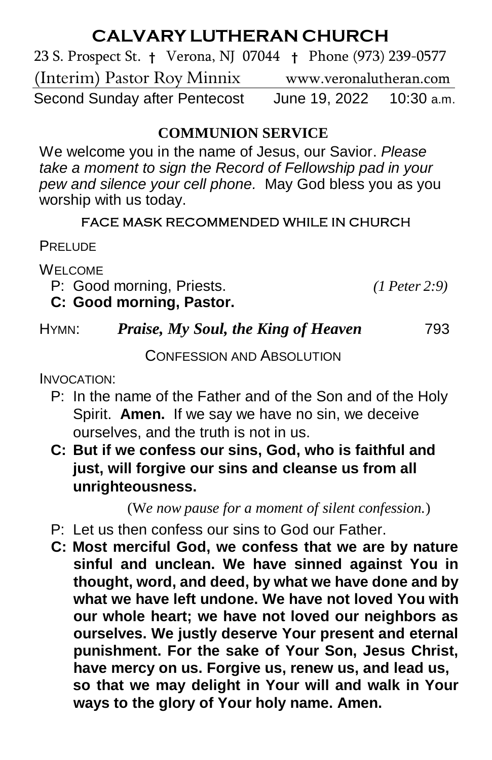# CALVARY LUTHERAN CHURCH

23 S. Prospect St. † Verona, NJ 07044 † Phone (973) 239-0577

(Interim) Pastor Roy Minnix    www.veronalutheran.com

Second Sunday after Pentecost    June 19, 2022    10:30 a.m.

## COMMUNION SERVICE

We welcome you in the name of Jesus, our Savior. *Please take a moment to sign the Record of Fellowship pad in your pew and silence your cell phone.* May God bless you as you worship with us today.

FACE MASK RECOMMENDED WHILE IN CHURCH

PRELUDE

WELCOME

P: Good morning, Priests. *(1 Peter 2:9)*

**C: Good morning, Pastor.**

HYMN: ***Praise, My Soul, the King of Heaven*** 793

CONFESSION AND ABSOLUTION

INVOCATION:

P: In the name of the Father and of the Son and of the Holy Spirit. **Amen.** If we say we have no sin, we deceive ourselves, and the truth is not in us.

**C: But if we confess our sins, God, who is faithful and just, will forgive our sins and cleanse us from all unrighteousness.**

(*We now pause for a moment of silent confession.*)

P: Let us then confess our sins to God our Father.

**C: Most merciful God, we confess that we are by nature sinful and unclean. We have sinned against You in thought, word, and deed, by what we have done and by what we have left undone. We have not loved You with our whole heart; we have not loved our neighbors as ourselves. We justly deserve Your present and eternal punishment. For the sake of Your Son, Jesus Christ, have mercy on us. Forgive us, renew us, and lead us, so that we may delight in Your will and walk in Your ways to the glory of Your holy name. Amen.**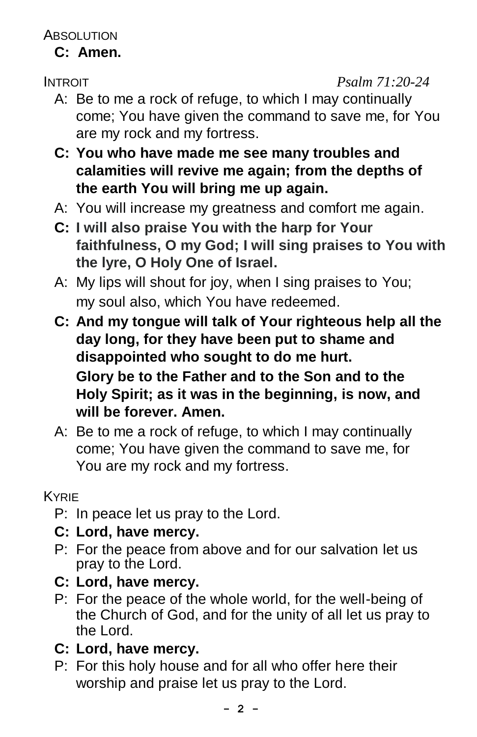ABSOLUTION

**C: Amen.**

INTROIT *Psalm 71:20-24*

A: Be to me a rock of refuge, to which I may continually come; You have given the command to save me, for You are my rock and my fortress.

**C: You who have made me see many troubles and calamities will revive me again; from the depths of the earth You will bring me up again.**

A: You will increase my greatness and comfort me again.

**C: I will also praise You with the harp for Your faithfulness, O my God; I will sing praises to You with the lyre, O Holy One of Israel.**

A: My lips will shout for joy, when I sing praises to You; my soul also, which You have redeemed.

**C: And my tongue will talk of Your righteous help all the day long, for they have been put to shame and disappointed who sought to do me hurt.**
**Glory be to the Father and to the Son and to the Holy Spirit; as it was in the beginning, is now, and will be forever. Amen.**

A: Be to me a rock of refuge, to which I may continually come; You have given the command to save me, for You are my rock and my fortress.

KYRIE

P: In peace let us pray to the Lord.

**C: Lord, have mercy.**

P: For the peace from above and for our salvation let us pray to the Lord.

**C: Lord, have mercy.**

P: For the peace of the whole world, for the well-being of the Church of God, and for the unity of all let us pray to the Lord.

**C: Lord, have mercy.**

P: For this holy house and for all who offer here their worship and praise let us pray to the Lord.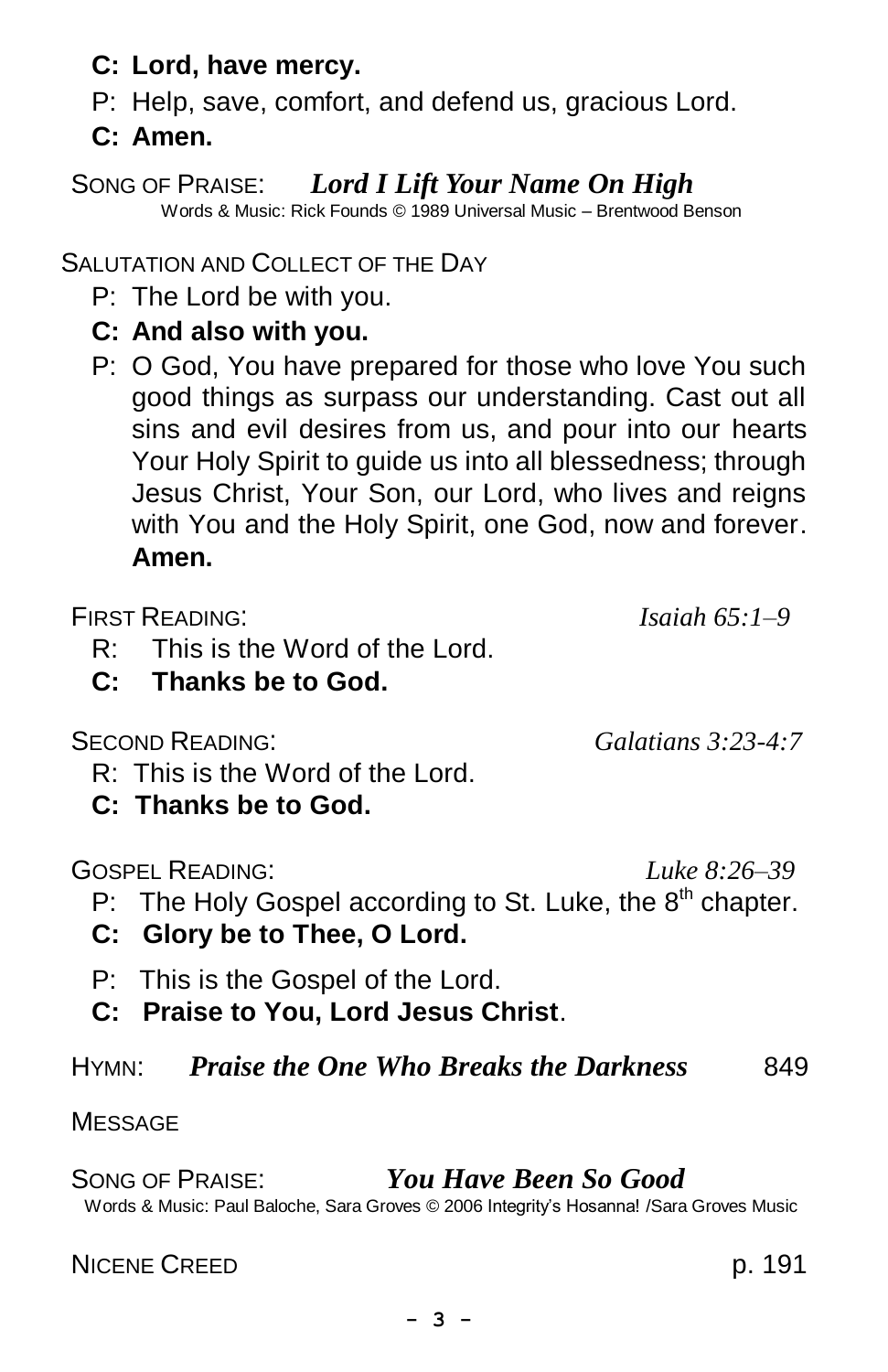**C: Lord, have mercy.**

P: Help, save, comfort, and defend us, gracious Lord.

**C: Amen.**

SONG OF PRAISE: ***Lord I Lift Your Name On High***
Words & Music: Rick Founds © 1989 Universal Music – Brentwood Benson

SALUTATION AND COLLECT OF THE DAY

P: The Lord be with you.

**C: And also with you.**

P: O God, You have prepared for those who love You such good things as surpass our understanding. Cast out all sins and evil desires from us, and pour into our hearts Your Holy Spirit to guide us into all blessedness; through Jesus Christ, Your Son, our Lord, who lives and reigns with You and the Holy Spirit, one God, now and forever. **Amen.**

FIRST READING: *Isaiah 65:1–9*

R: This is the Word of the Lord.

**C: Thanks be to God.**

SECOND READING: *Galatians 3:23-4:7*

R: This is the Word of the Lord.

**C: Thanks be to God.**

GOSPEL READING: *Luke 8:26–39*

P: The Holy Gospel according to St. Luke, the 8th chapter.

**C: Glory be to Thee, O Lord.**

P: This is the Gospel of the Lord.

**C: Praise to You, Lord Jesus Christ**.

HYMN: ***Praise the One Who Breaks the Darkness*** 849

MESSAGE

SONG OF PRAISE: ***You Have Been So Good***
Words & Music: Paul Baloche, Sara Groves © 2006 Integrity's Hosanna! /Sara Groves Music

NICENE CREED p. 191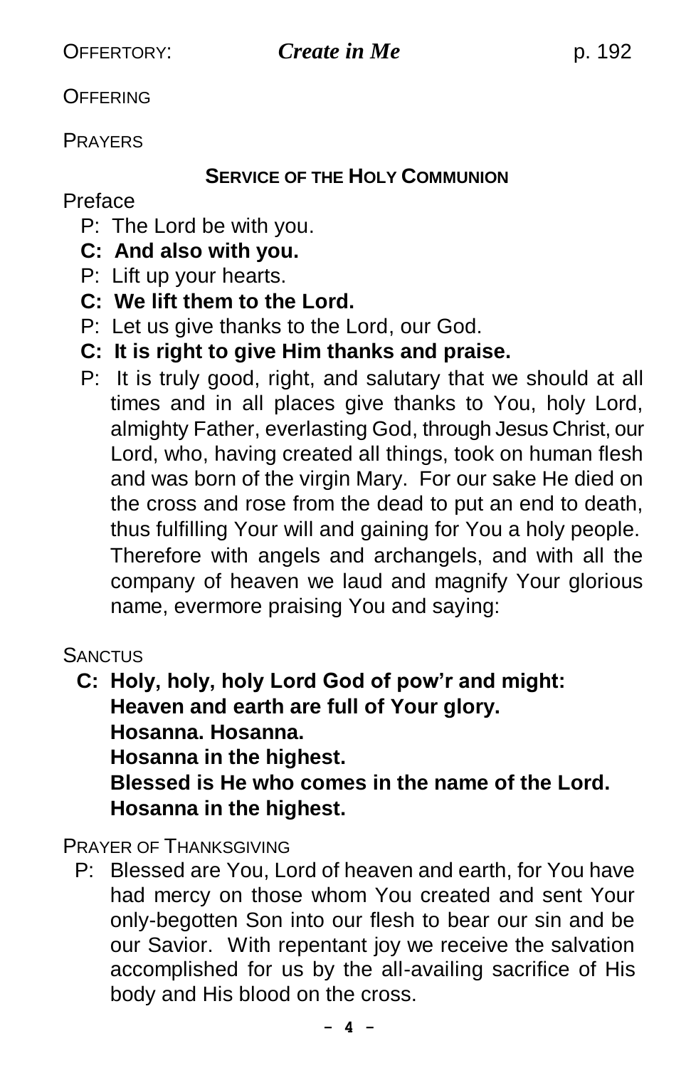OFFERTORY: ***Create in Me*** p. 192

OFFERING

PRAYERS

## SERVICE OF THE HOLY COMMUNION

Preface

P: The Lord be with you.

**C: And also with you.**

P: Lift up your hearts.

**C: We lift them to the Lord.**

P: Let us give thanks to the Lord, our God.

**C: It is right to give Him thanks and praise.**

P: It is truly good, right, and salutary that we should at all times and in all places give thanks to You, holy Lord, almighty Father, everlasting God, through Jesus Christ, our Lord, who, having created all things, took on human flesh and was born of the virgin Mary. For our sake He died on the cross and rose from the dead to put an end to death, thus fulfilling Your will and gaining for You a holy people. Therefore with angels and archangels, and with all the company of heaven we laud and magnify Your glorious name, evermore praising You and saying:

SANCTUS

**C: Holy, holy, holy Lord God of pow'r and might:**
**Heaven and earth are full of Your glory.**
**Hosanna. Hosanna.**
**Hosanna in the highest.**
**Blessed is He who comes in the name of the Lord.**
**Hosanna in the highest.**

PRAYER OF THANKSGIVING

P: Blessed are You, Lord of heaven and earth, for You have had mercy on those whom You created and sent Your only-begotten Son into our flesh to bear our sin and be our Savior. With repentant joy we receive the salvation accomplished for us by the all-availing sacrifice of His body and His blood on the cross.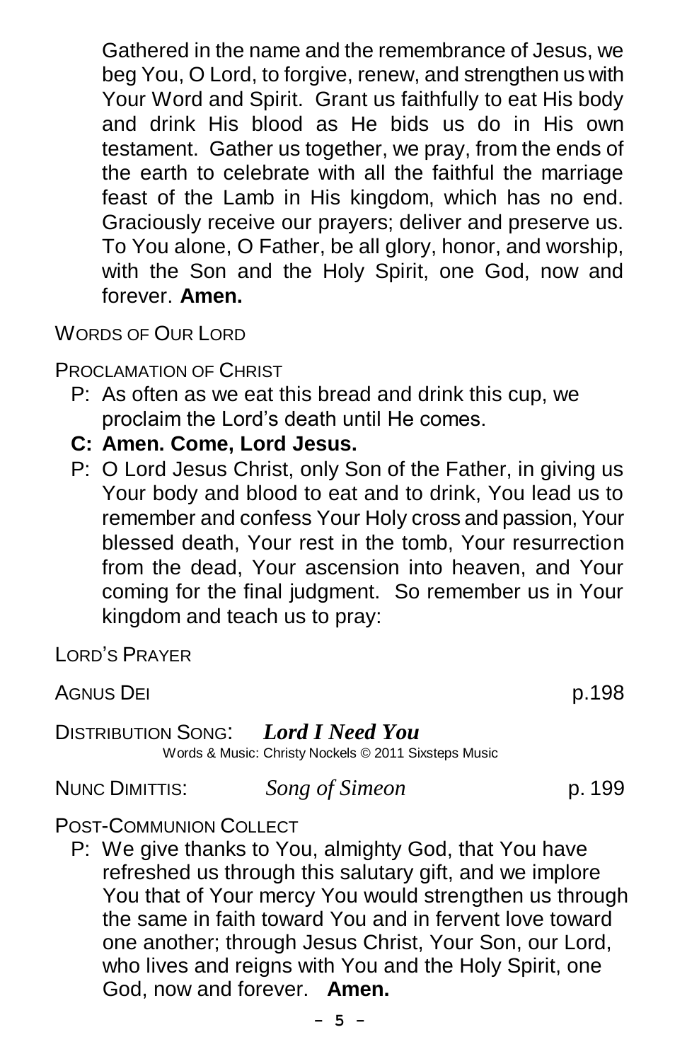Gathered in the name and the remembrance of Jesus, we beg You, O Lord, to forgive, renew, and strengthen us with Your Word and Spirit. Grant us faithfully to eat His body and drink His blood as He bids us do in His own testament. Gather us together, we pray, from the ends of the earth to celebrate with all the faithful the marriage feast of the Lamb in His kingdom, which has no end. Graciously receive our prayers; deliver and preserve us. To You alone, O Father, be all glory, honor, and worship, with the Son and the Holy Spirit, one God, now and forever. **Amen.**

WORDS OF OUR LORD

PROCLAMATION OF CHRIST

P: As often as we eat this bread and drink this cup, we proclaim the Lord's death until He comes.

**C: Amen. Come, Lord Jesus.**

P: O Lord Jesus Christ, only Son of the Father, in giving us Your body and blood to eat and to drink, You lead us to remember and confess Your Holy cross and passion, Your blessed death, Your rest in the tomb, Your resurrection from the dead, Your ascension into heaven, and Your coming for the final judgment. So remember us in Your kingdom and teach us to pray:

LORD'S PRAYER

AGNUS DEI p.198

DISTRIBUTION SONG: ***Lord I Need You***
Words & Music: Christy Nockels © 2011 Sixsteps Music

NUNC DIMITTIS: *Song of Simeon* p. 199

POST-COMMUNION COLLECT

P: We give thanks to You, almighty God, that You have refreshed us through this salutary gift, and we implore You that of Your mercy You would strengthen us through the same in faith toward You and in fervent love toward one another; through Jesus Christ, Your Son, our Lord, who lives and reigns with You and the Holy Spirit, one God, now and forever. **Amen.**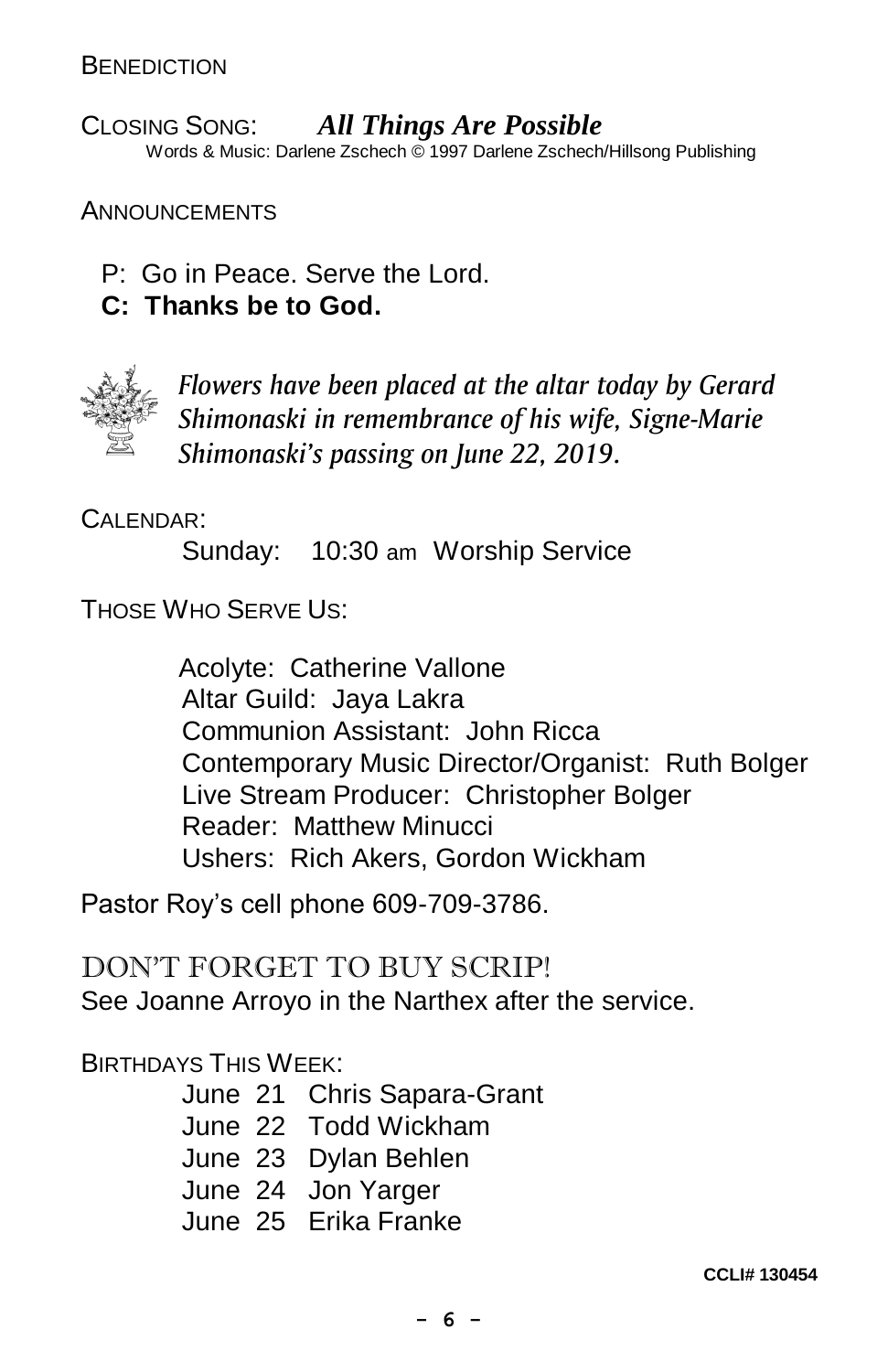BENEDICTION

CLOSING SONG: ***All Things Are Possible***
Words & Music: Darlene Zschech © 1997 Darlene Zschech/Hillsong Publishing

ANNOUNCEMENTS

P: Go in Peace. Serve the Lord.
**C: Thanks be to God.**

*Flowers have been placed at the altar today by Gerard Shimonaski in remembrance of his wife, Signe-Marie Shimonaski's passing on June 22, 2019.*

CALENDAR:

Sunday: 10:30 am Worship Service

THOSE WHO SERVE US:

Acolyte: Catherine Vallone
Altar Guild: Jaya Lakra
Communion Assistant: John Ricca
Contemporary Music Director/Organist: Ruth Bolger
Live Stream Producer: Christopher Bolger
Reader: Matthew Minucci
Ushers: Rich Akers, Gordon Wickham

Pastor Roy's cell phone 609-709-3786.

DON'T FORGET TO BUY SCRIP!
See Joanne Arroyo in the Narthex after the service.

BIRTHDAYS THIS WEEK:

June 21 Chris Sapara-Grant
June 22 Todd Wickham
June 23 Dylan Behlen
June 24 Jon Yarger
June 25 Erika Franke

**CCLI# 130454**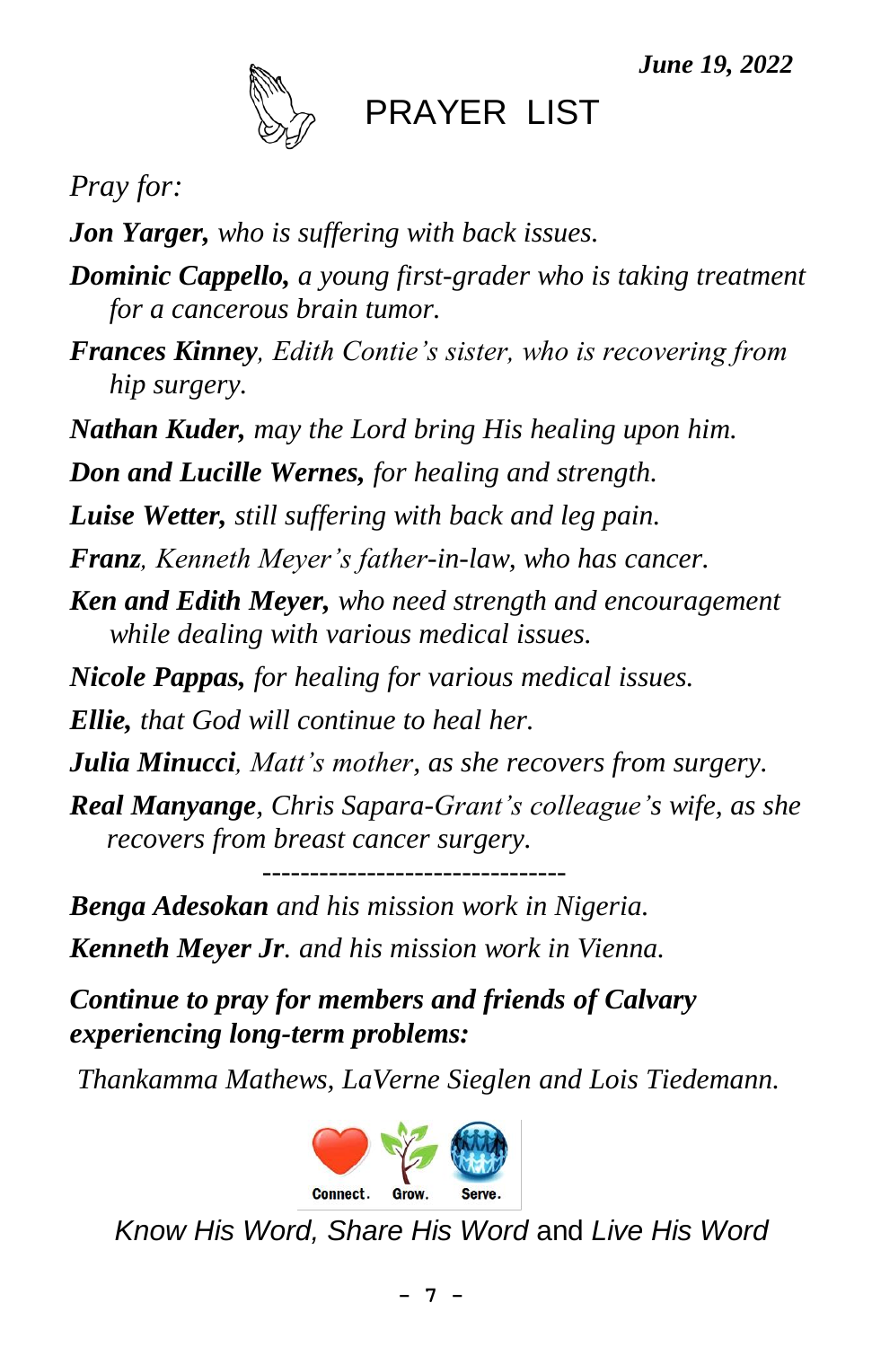*June 19, 2022*

# PRAYER LIST

*Pray for:*

***Jon Yarger,*** *who is suffering with back issues.*

***Dominic Cappello,*** *a young first-grader who is taking treatment for a cancerous brain tumor.*

***Frances Kinney****, Edith Contie's sister, who is recovering from hip surgery.*

***Nathan Kuder,*** *may the Lord bring His healing upon him.*

***Don and Lucille Wernes,*** *for healing and strength.*

***Luise Wetter,*** *still suffering with back and leg pain.*

***Franz****, Kenneth Meyer's father-in-law, who has cancer.*

***Ken and Edith Meyer,*** *who need strength and encouragement while dealing with various medical issues.*

***Nicole Pappas,*** *for healing for various medical issues.*

***Ellie,*** *that God will continue to heal her.*

***Julia Minucci****, Matt's mother, as she recovers from surgery.*

***Real Manyange****, Chris Sapara-Grant's colleague's wife, as she recovers from breast cancer surgery.*

--------------------------------

***Benga Adesokan*** *and his mission work in Nigeria.*

***Kenneth Meyer Jr****. and his mission work in Vienna.*

***Continue to pray for members and friends of Calvary experiencing long-term problems:***

*Thankamma Mathews, LaVerne Sieglen and Lois Tiedemann.*

Connect. Grow. Serve.

*Know His Word, Share His Word* and *Live His Word*